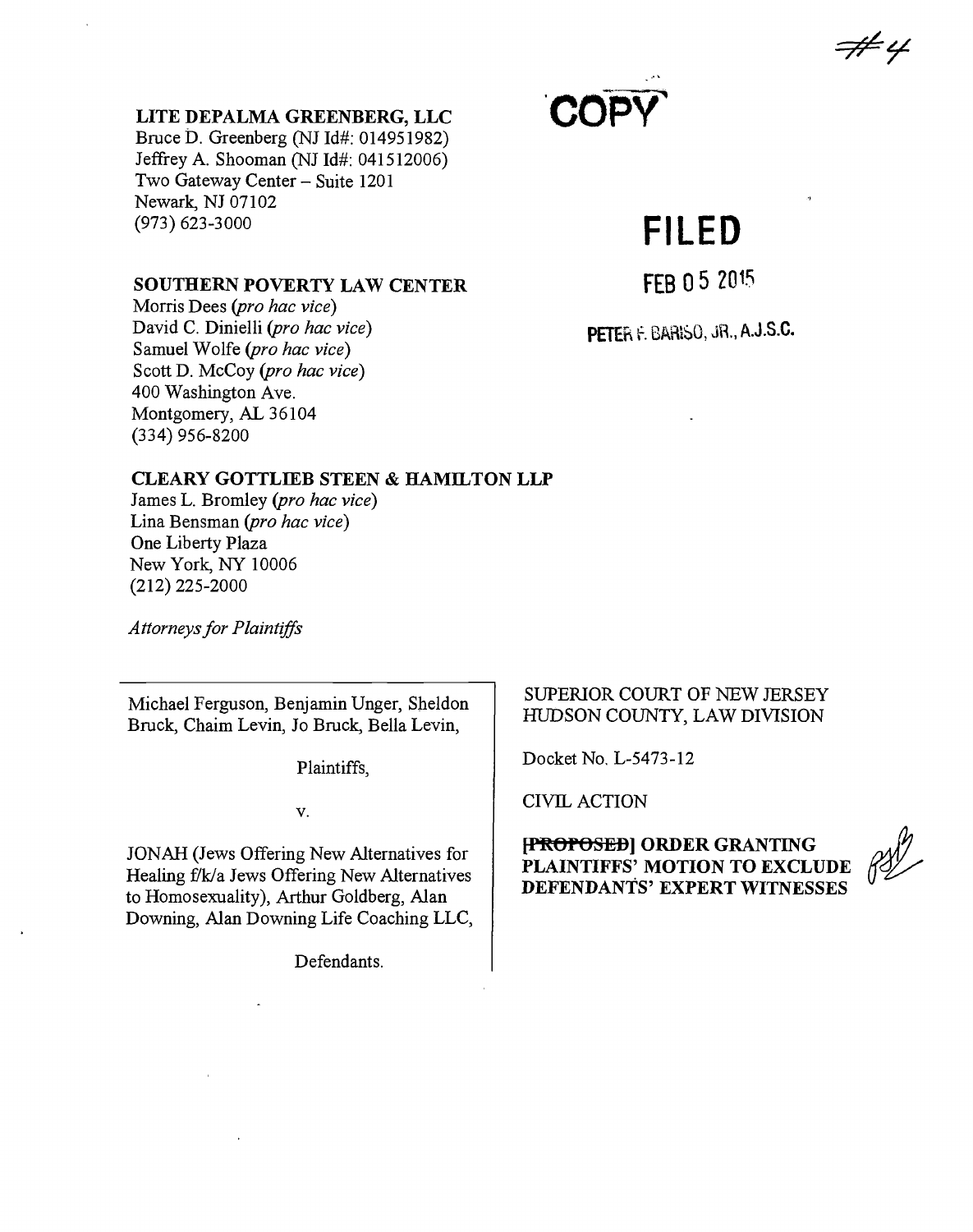#4

**COPY**

**FILED**

FEB 05 2015

PETER F. BARISO, JR., A.J.S.C.

**LITE DEPALMA GREENBERG, LLC**
Bruce D. Greenberg (NJ Id#: 014951982)
Jeffrey A. Shooman (NJ Id#: 041512006)
Two Gateway Center – Suite 1201
Newark, NJ 07102
(973) 623-3000

**SOUTHERN POVERTY LAW CENTER**
Morris Dees (*pro hac vice*)
David C. Dinielli (*pro hac vice*)
Samuel Wolfe (*pro hac vice*)
Scott D. McCoy (*pro hac vice*)
400 Washington Ave.
Montgomery, AL 36104
(334) 956-8200

**CLEARY GOTTLIEB STEEN & HAMILTON LLP**
James L. Bromley (*pro hac vice*)
Lina Bensman (*pro hac vice*)
One Liberty Plaza
New York, NY 10006
(212) 225-2000

*Attorneys for Plaintiffs*

| | |
|---|---|
| Michael Ferguson, Benjamin Unger, Sheldon Bruck, Chaim Levin, Jo Bruck, Bella Levin,<br><br>Plaintiffs,<br><br>v.<br><br>JONAH (Jews Offering New Alternatives for Healing f/k/a Jews Offering New Alternatives to Homosexuality), Arthur Goldberg, Alan Downing, Alan Downing Life Coaching LLC,<br><br>Defendants. | SUPERIOR COURT OF NEW JERSEY HUDSON COUNTY, LAW DIVISION<br><br>Docket No. L-5473-12<br><br>CIVIL ACTION<br><br>**~~[PROPOSED]~~ ORDER GRANTING PLAINTIFFS' MOTION TO EXCLUDE DEFENDANTS' EXPERT WITNESSES** |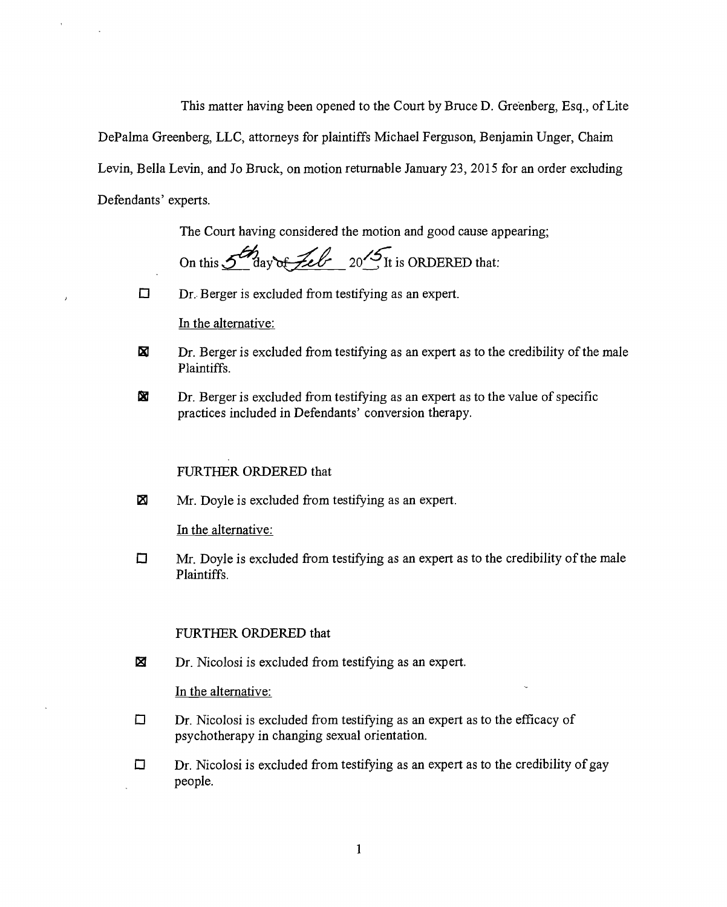This matter having been opened to the Court by Bruce D. Greenberg, Esq., of Lite DePalma Greenberg, LLC, attorneys for plaintiffs Michael Ferguson, Benjamin Unger, Chaim Levin, Bella Levin, and Jo Bruck, on motion returnable January 23, 2015 for an order excluding Defendants' experts.

The Court having considered the motion and good cause appearing;

On this 5th day of Feb 2015 It is ORDERED that:

☐ Dr. Berger is excluded from testifying as an expert.

In the alternative:

☒ Dr. Berger is excluded from testifying as an expert as to the credibility of the male Plaintiffs.

☒ Dr. Berger is excluded from testifying as an expert as to the value of specific practices included in Defendants' conversion therapy.

FURTHER ORDERED that

☒ Mr. Doyle is excluded from testifying as an expert.

In the alternative:

☐ Mr. Doyle is excluded from testifying as an expert as to the credibility of the male Plaintiffs.

FURTHER ORDERED that

☒ Dr. Nicolosi is excluded from testifying as an expert.

In the alternative:

☐ Dr. Nicolosi is excluded from testifying as an expert as to the efficacy of psychotherapy in changing sexual orientation.

☐ Dr. Nicolosi is excluded from testifying as an expert as to the credibility of gay people.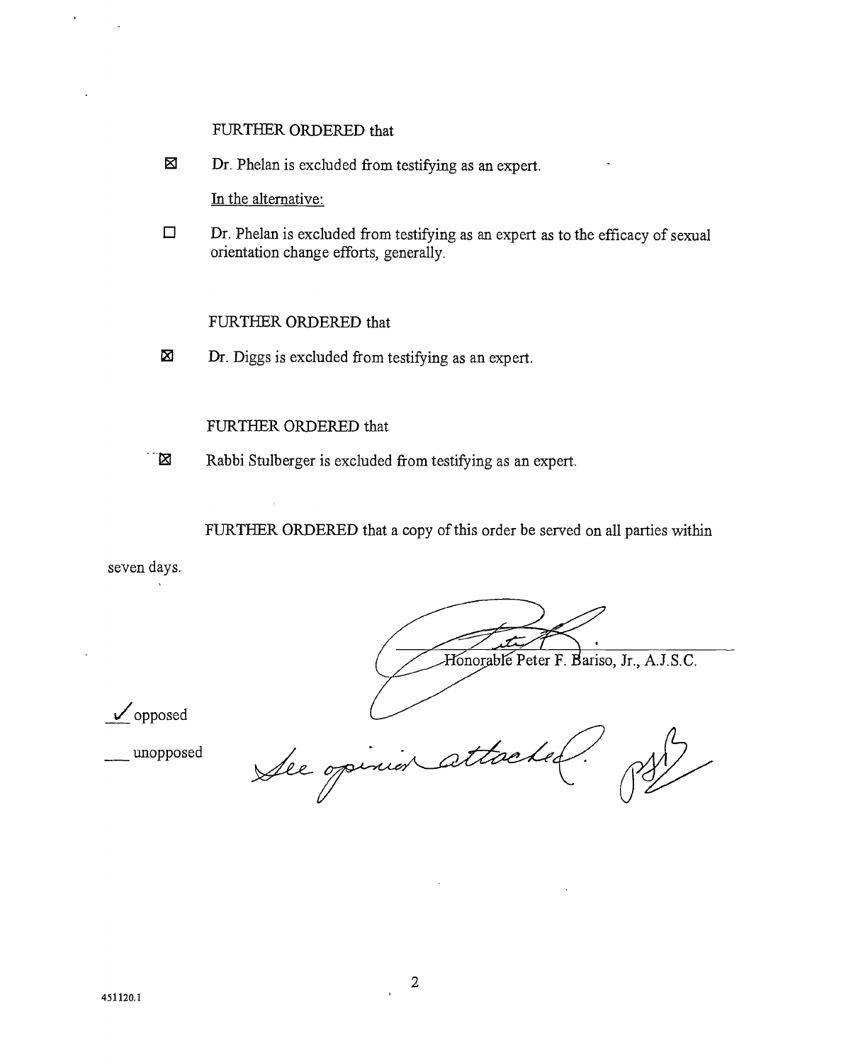FURTHER ORDERED that

☒ Dr. Phelan is excluded from testifying as an expert.

In the alternative:

☐ Dr. Phelan is excluded from testifying as an expert as to the efficacy of sexual orientation change efforts, generally.

FURTHER ORDERED that

☒ Dr. Diggs is excluded from testifying as an expert.

FURTHER ORDERED that

☒ Rabbi Stulberger is excluded from testifying as an expert.

FURTHER ORDERED that a copy of this order be served on all parties within seven days.

Honorable Peter F. Bariso, Jr., A.J.S.C.

✓ opposed

___ unopposed

See opinion attached. PB

451120.1